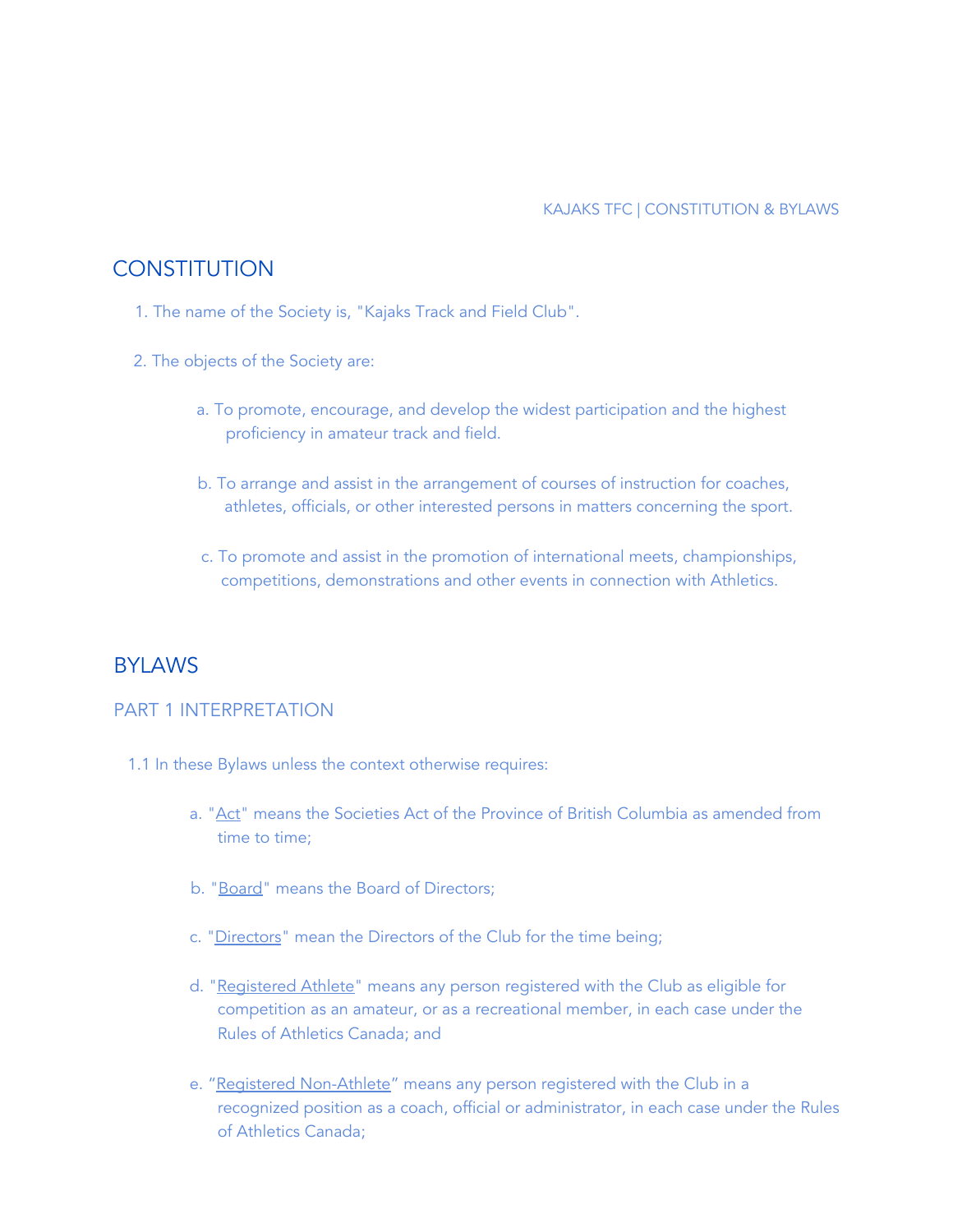# CONSTITUTION

1. The name of the Society is, "Kajaks Track and Field Club".

2. The objects of the Society are:

   a. To promote, encourage, and develop the widest participation and the highest proficiency in amateur track and field.

   b. To arrange and assist in the arrangement of courses of instruction for coaches, athletes, officials, or other interested persons in matters concerning the sport.

   c. To promote and assist in the promotion of international meets, championships, competitions, demonstrations and other events in connection with Athletics.

# BYLAWS

## PART 1 INTERPRETATION

1.1 In these Bylaws unless the context otherwise requires:

   a. "Act" means the Societies Act of the Province of British Columbia as amended from time to time;

   b. "Board" means the Board of Directors;

   c. "Directors" mean the Directors of the Club for the time being;

   d. "Registered Athlete" means any person registered with the Club as eligible for competition as an amateur, or as a recreational member, in each case under the Rules of Athletics Canada; and

   e. "Registered Non-Athlete" means any person registered with the Club in a recognized position as a coach, official or administrator, in each case under the Rules of Athletics Canada;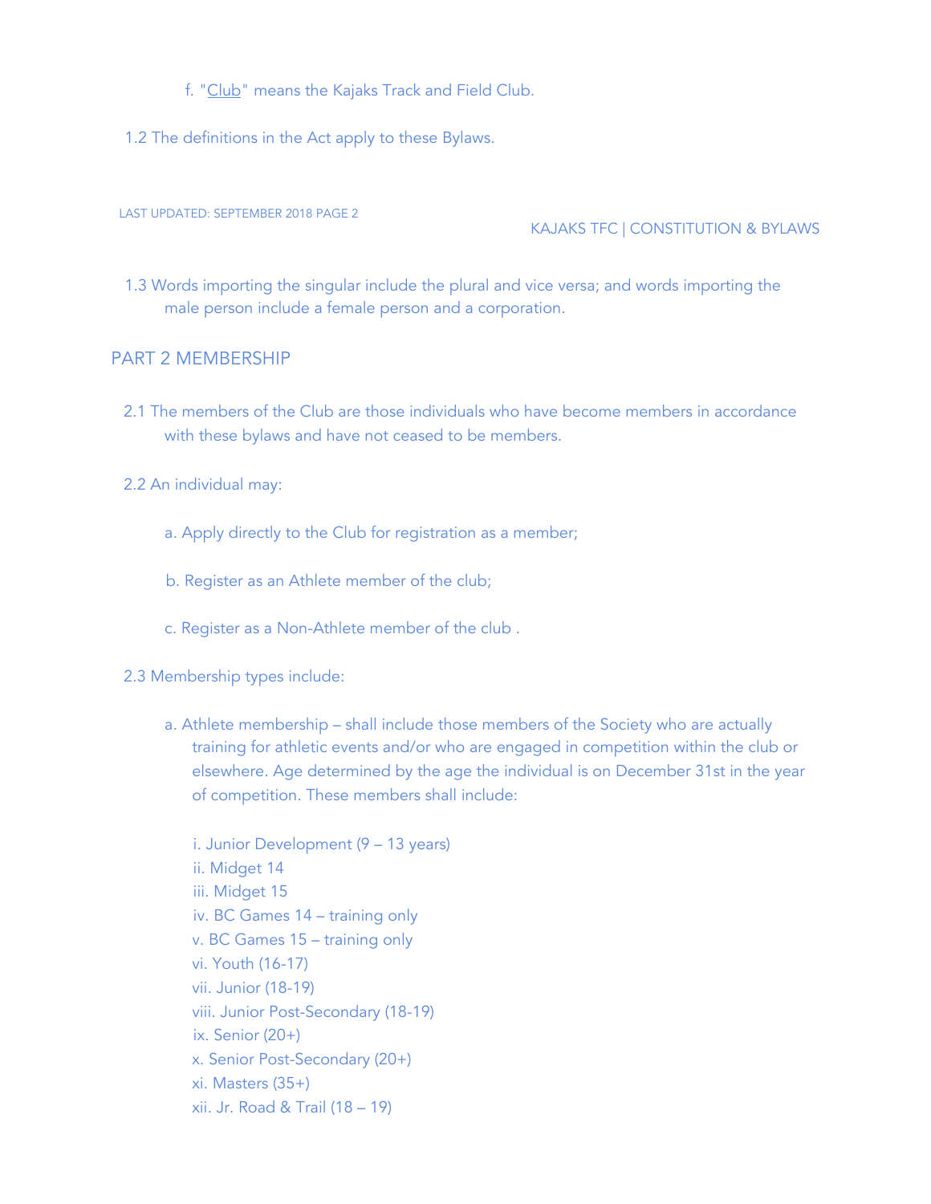f. "Club" means the Kajaks Track and Field Club.

1.2 The definitions in the Act apply to these Bylaws.

1.3 Words importing the singular include the plural and vice versa; and words importing the male person include a female person and a corporation.

## PART 2 MEMBERSHIP

2.1 The members of the Club are those individuals who have become members in accordance with these bylaws and have not ceased to be members.

2.2 An individual may:

a. Apply directly to the Club for registration as a member;

b. Register as an Athlete member of the club;

c. Register as a Non-Athlete member of the club .

2.3 Membership types include:

a. Athlete membership – shall include those members of the Society who are actually training for athletic events and/or who are engaged in competition within the club or elsewhere. Age determined by the age the individual is on December 31st in the year of competition. These members shall include:

i. Junior Development (9 – 13 years)
ii. Midget 14
iii. Midget 15
iv. BC Games 14 – training only
v. BC Games 15 – training only
vi. Youth (16-17)
vii. Junior (18-19)
viii. Junior Post-Secondary (18-19)
ix. Senior (20+)
x. Senior Post-Secondary (20+)
xi. Masters (35+)
xii. Jr. Road & Trail (18 – 19)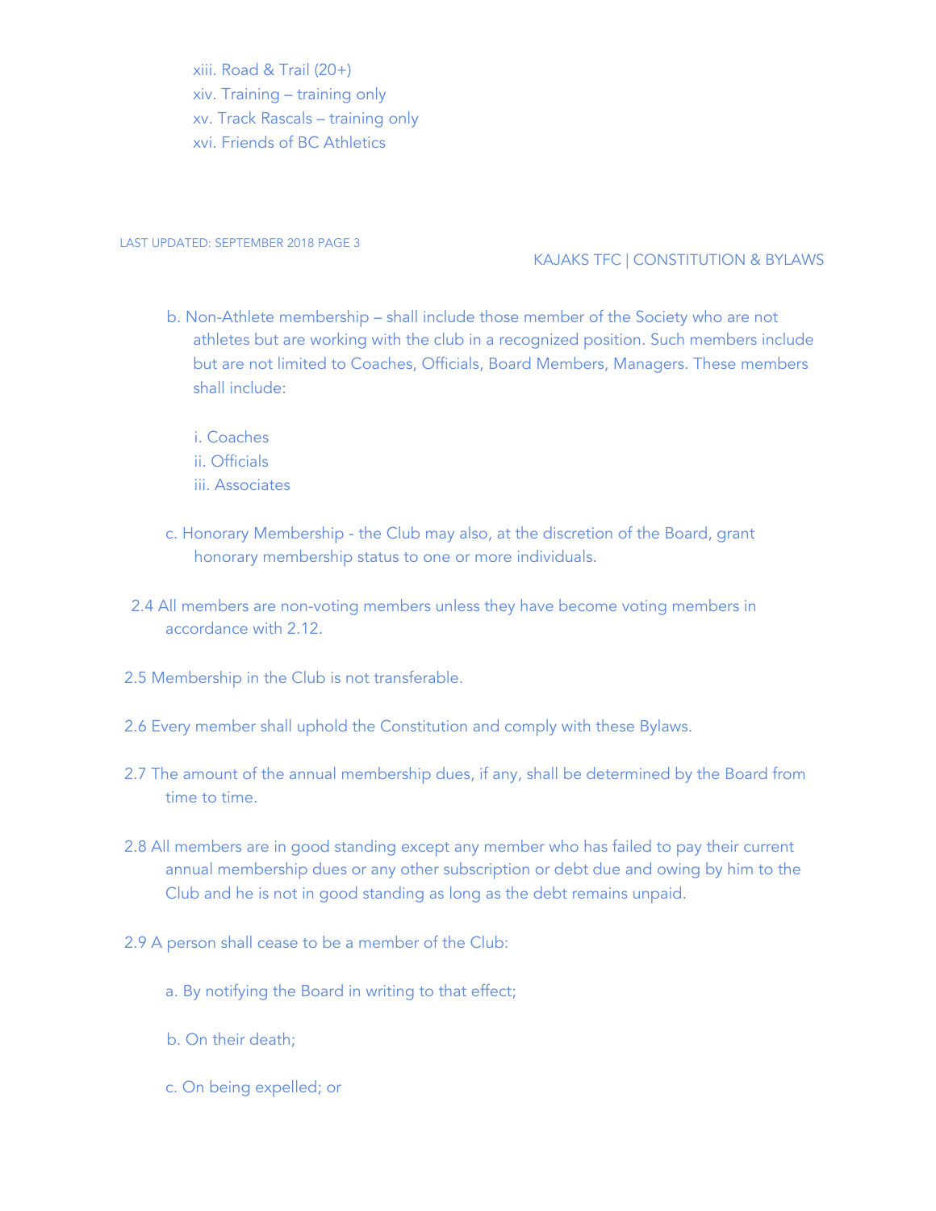xiii. Road & Trail (20+)
xiv. Training – training only
xv. Track Rascals – training only
xvi. Friends of BC Athletics

b. Non-Athlete membership – shall include those member of the Society who are not athletes but are working with the club in a recognized position. Such members include but are not limited to Coaches, Officials, Board Members, Managers. These members shall include:

i. Coaches
ii. Officials
iii. Associates

c. Honorary Membership - the Club may also, at the discretion of the Board, grant honorary membership status to one or more individuals.

2.4 All members are non-voting members unless they have become voting members in accordance with 2.12.

2.5 Membership in the Club is not transferable.

2.6 Every member shall uphold the Constitution and comply with these Bylaws.

2.7 The amount of the annual membership dues, if any, shall be determined by the Board from time to time.

2.8 All members are in good standing except any member who has failed to pay their current annual membership dues or any other subscription or debt due and owing by him to the Club and he is not in good standing as long as the debt remains unpaid.

2.9 A person shall cease to be a member of the Club:

a. By notifying the Board in writing to that effect;

b. On their death;

c. On being expelled; or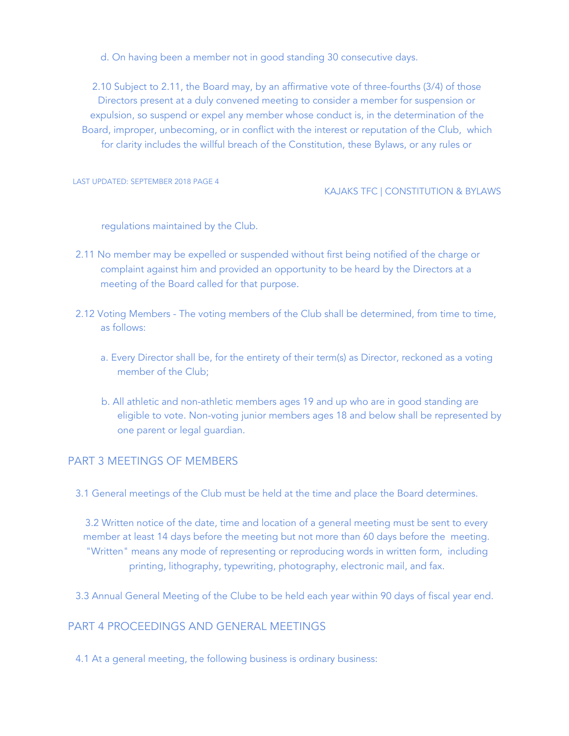d. On having been a member not in good standing 30 consecutive days.

2.10 Subject to 2.11, the Board may, by an affirmative vote of three-fourths (3/4) of those Directors present at a duly convened meeting to consider a member for suspension or expulsion, so suspend or expel any member whose conduct is, in the determination of the Board, improper, unbecoming, or in conflict with the interest or reputation of the Club, which for clarity includes the willful breach of the Constitution, these Bylaws, or any rules or regulations maintained by the Club.

2.11 No member may be expelled or suspended without first being notified of the charge or complaint against him and provided an opportunity to be heard by the Directors at a meeting of the Board called for that purpose.

2.12 Voting Members - The voting members of the Club shall be determined, from time to time, as follows:

a. Every Director shall be, for the entirety of their term(s) as Director, reckoned as a voting member of the Club;

b. All athletic and non-athletic members ages 19 and up who are in good standing are eligible to vote. Non-voting junior members ages 18 and below shall be represented by one parent or legal guardian.

## PART 3 MEETINGS OF MEMBERS

3.1 General meetings of the Club must be held at the time and place the Board determines.

3.2 Written notice of the date, time and location of a general meeting must be sent to every member at least 14 days before the meeting but not more than 60 days before the meeting. "Written" means any mode of representing or reproducing words in written form, including printing, lithography, typewriting, photography, electronic mail, and fax.

3.3 Annual General Meeting of the Clube to be held each year within 90 days of fiscal year end.

## PART 4 PROCEEDINGS AND GENERAL MEETINGS

4.1 At a general meeting, the following business is ordinary business: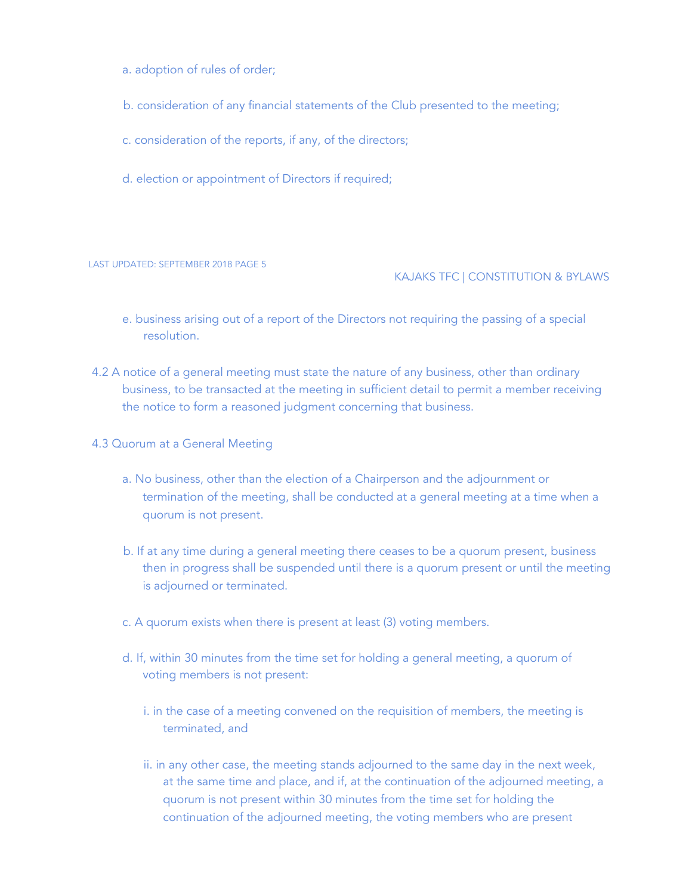a. adoption of rules of order;

b. consideration of any financial statements of the Club presented to the meeting;

c. consideration of the reports, if any, of the directors;

d. election or appointment of Directors if required;

e. business arising out of a report of the Directors not requiring the passing of a special resolution.

4.2 A notice of a general meeting must state the nature of any business, other than ordinary business, to be transacted at the meeting in sufficient detail to permit a member receiving the notice to form a reasoned judgment concerning that business.

4.3 Quorum at a General Meeting

a. No business, other than the election of a Chairperson and the adjournment or termination of the meeting, shall be conducted at a general meeting at a time when a quorum is not present.

b. If at any time during a general meeting there ceases to be a quorum present, business then in progress shall be suspended until there is a quorum present or until the meeting is adjourned or terminated.

c. A quorum exists when there is present at least (3) voting members.

d. If, within 30 minutes from the time set for holding a general meeting, a quorum of voting members is not present:

   i. in the case of a meeting convened on the requisition of members, the meeting is terminated, and

   ii. in any other case, the meeting stands adjourned to the same day in the next week, at the same time and place, and if, at the continuation of the adjourned meeting, a quorum is not present within 30 minutes from the time set for holding the continuation of the adjourned meeting, the voting members who are present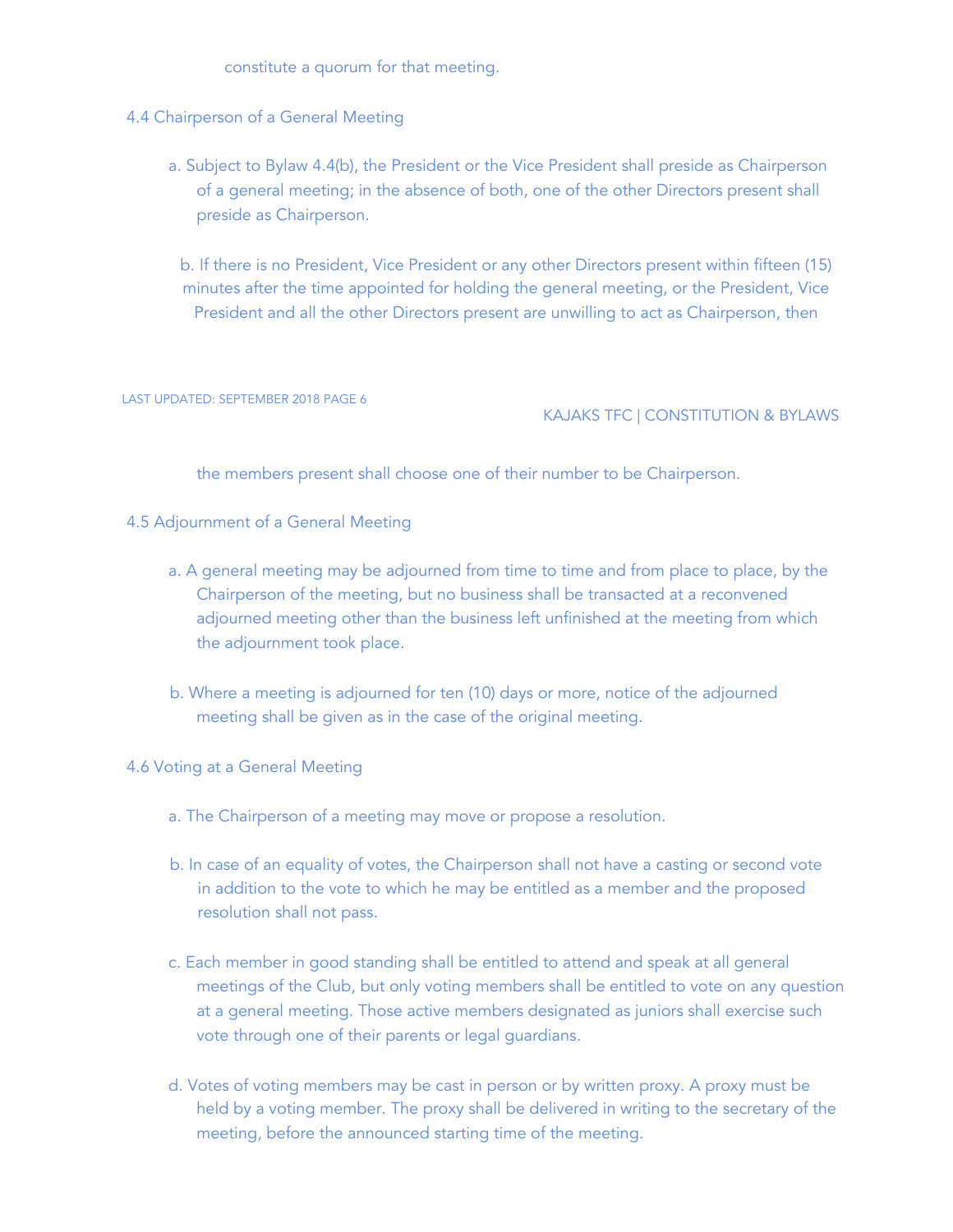constitute a quorum for that meeting.

4.4 Chairperson of a General Meeting

a. Subject to Bylaw 4.4(b), the President or the Vice President shall preside as Chairperson of a general meeting; in the absence of both, one of the other Directors present shall preside as Chairperson.

b. If there is no President, Vice President or any other Directors present within fifteen (15) minutes after the time appointed for holding the general meeting, or the President, Vice President and all the other Directors present are unwilling to act as Chairperson, then the members present shall choose one of their number to be Chairperson.

4.5 Adjournment of a General Meeting

a. A general meeting may be adjourned from time to time and from place to place, by the Chairperson of the meeting, but no business shall be transacted at a reconvened adjourned meeting other than the business left unfinished at the meeting from which the adjournment took place.

b. Where a meeting is adjourned for ten (10) days or more, notice of the adjourned meeting shall be given as in the case of the original meeting.

4.6 Voting at a General Meeting

a. The Chairperson of a meeting may move or propose a resolution.

b. In case of an equality of votes, the Chairperson shall not have a casting or second vote in addition to the vote to which he may be entitled as a member and the proposed resolution shall not pass.

c. Each member in good standing shall be entitled to attend and speak at all general meetings of the Club, but only voting members shall be entitled to vote on any question at a general meeting. Those active members designated as juniors shall exercise such vote through one of their parents or legal guardians.

d. Votes of voting members may be cast in person or by written proxy. A proxy must be held by a voting member. The proxy shall be delivered in writing to the secretary of the meeting, before the announced starting time of the meeting.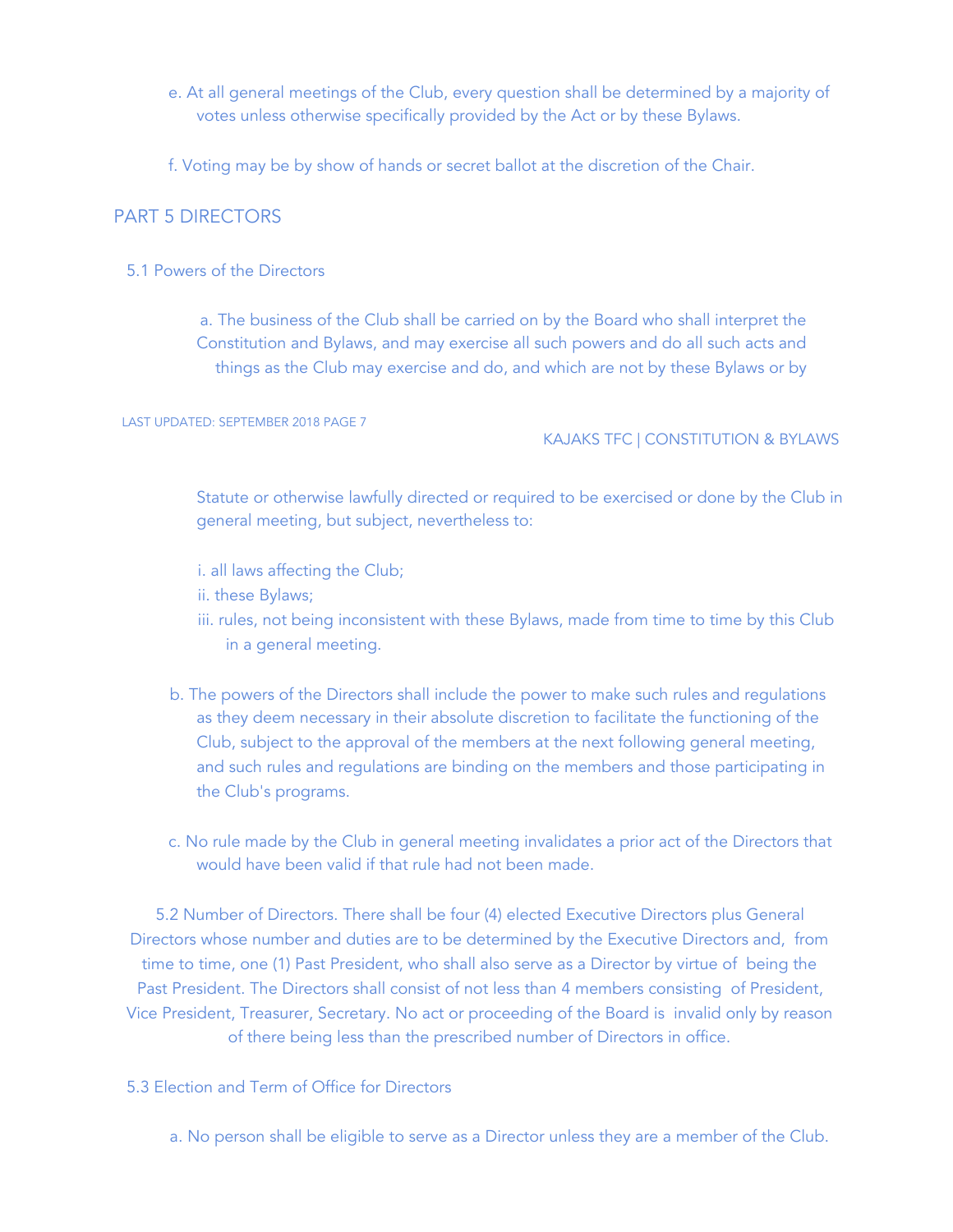e. At all general meetings of the Club, every question shall be determined by a majority of votes unless otherwise specifically provided by the Act or by these Bylaws.

f. Voting may be by show of hands or secret ballot at the discretion of the Chair.

## PART 5 DIRECTORS

### 5.1 Powers of the Directors

a. The business of the Club shall be carried on by the Board who shall interpret the Constitution and Bylaws, and may exercise all such powers and do all such acts and things as the Club may exercise and do, and which are not by these Bylaws or by Statute or otherwise lawfully directed or required to be exercised or done by the Club in general meeting, but subject, nevertheless to:

i. all laws affecting the Club;
ii. these Bylaws;
iii. rules, not being inconsistent with these Bylaws, made from time to time by this Club in a general meeting.

b. The powers of the Directors shall include the power to make such rules and regulations as they deem necessary in their absolute discretion to facilitate the functioning of the Club, subject to the approval of the members at the next following general meeting, and such rules and regulations are binding on the members and those participating in the Club's programs.

c. No rule made by the Club in general meeting invalidates a prior act of the Directors that would have been valid if that rule had not been made.

5.2 Number of Directors. There shall be four (4) elected Executive Directors plus General Directors whose number and duties are to be determined by the Executive Directors and, from time to time, one (1) Past President, who shall also serve as a Director by virtue of being the Past President. The Directors shall consist of not less than 4 members consisting of President, Vice President, Treasurer, Secretary. No act or proceeding of the Board is invalid only by reason of there being less than the prescribed number of Directors in office.

### 5.3 Election and Term of Office for Directors

a. No person shall be eligible to serve as a Director unless they are a member of the Club.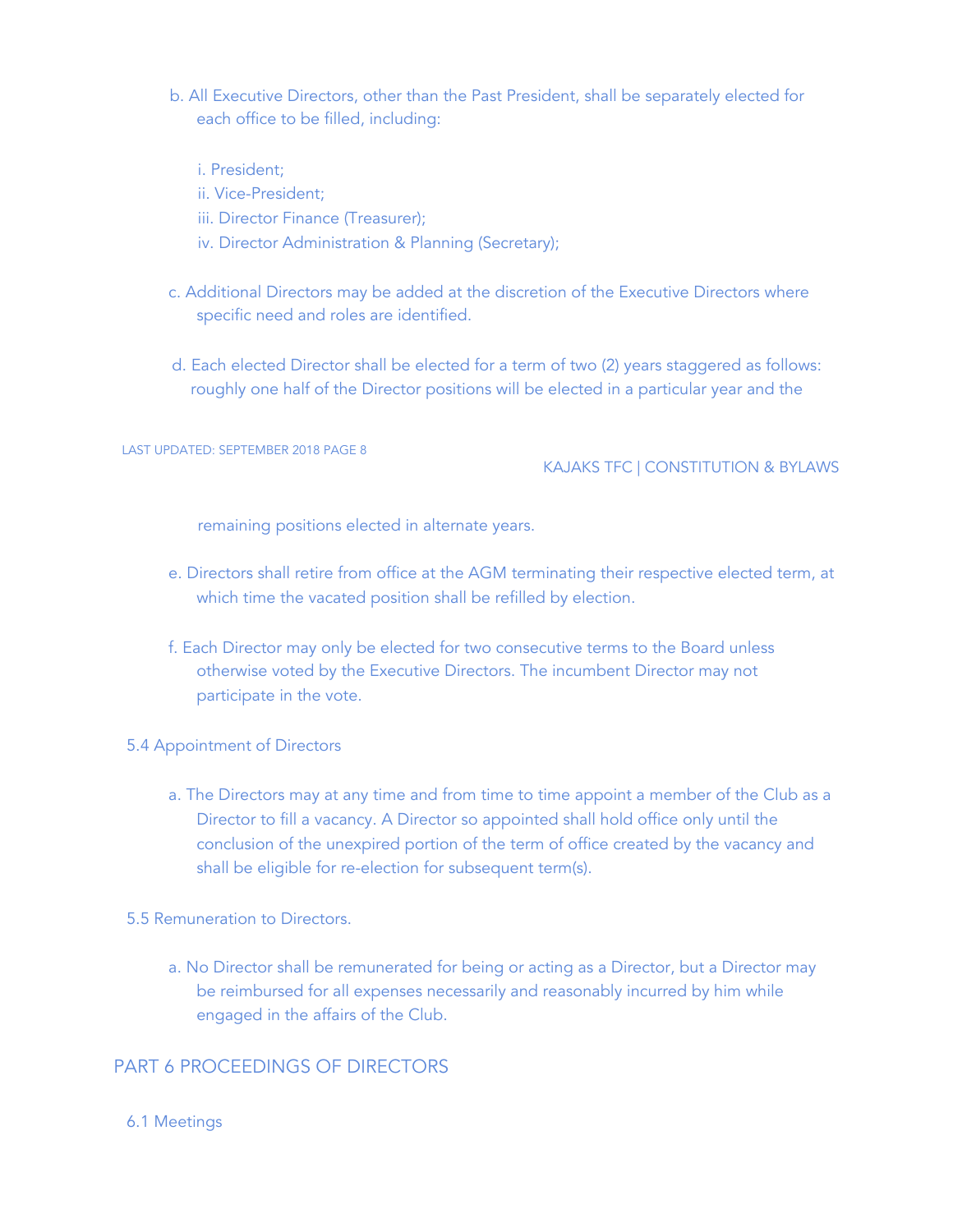b. All Executive Directors, other than the Past President, shall be separately elected for each office to be filled, including:

   i. President;
   ii. Vice-President;
   iii. Director Finance (Treasurer);
   iv. Director Administration & Planning (Secretary);

c. Additional Directors may be added at the discretion of the Executive Directors where specific need and roles are identified.

d. Each elected Director shall be elected for a term of two (2) years staggered as follows: roughly one half of the Director positions will be elected in a particular year and the remaining positions elected in alternate years.

e. Directors shall retire from office at the AGM terminating their respective elected term, at which time the vacated position shall be refilled by election.

f. Each Director may only be elected for two consecutive terms to the Board unless otherwise voted by the Executive Directors. The incumbent Director may not participate in the vote.

5.4 Appointment of Directors

a. The Directors may at any time and from time to time appoint a member of the Club as a Director to fill a vacancy. A Director so appointed shall hold office only until the conclusion of the unexpired portion of the term of office created by the vacancy and shall be eligible for re-election for subsequent term(s).

5.5 Remuneration to Directors.

a. No Director shall be remunerated for being or acting as a Director, but a Director may be reimbursed for all expenses necessarily and reasonably incurred by him while engaged in the affairs of the Club.

## PART 6 PROCEEDINGS OF DIRECTORS

6.1 Meetings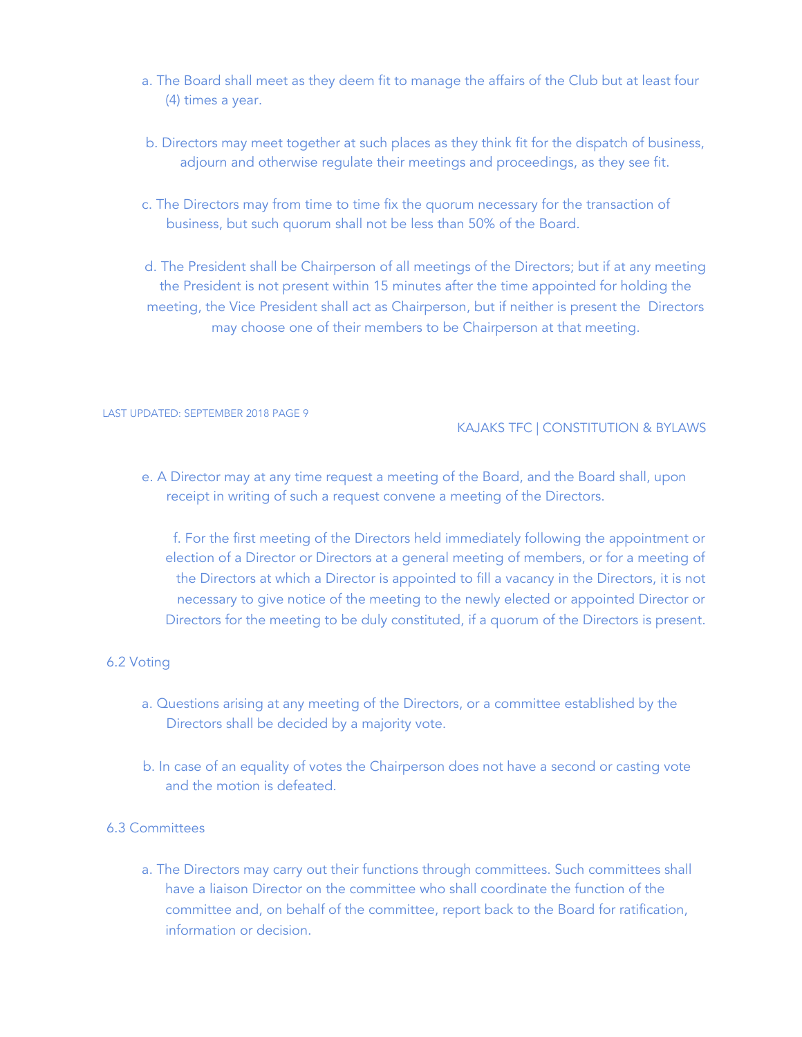a. The Board shall meet as they deem fit to manage the affairs of the Club but at least four (4) times a year.

b. Directors may meet together at such places as they think fit for the dispatch of business, adjourn and otherwise regulate their meetings and proceedings, as they see fit.

c. The Directors may from time to time fix the quorum necessary for the transaction of business, but such quorum shall not be less than 50% of the Board.

d. The President shall be Chairperson of all meetings of the Directors; but if at any meeting the President is not present within 15 minutes after the time appointed for holding the meeting, the Vice President shall act as Chairperson, but if neither is present the Directors may choose one of their members to be Chairperson at that meeting.

e. A Director may at any time request a meeting of the Board, and the Board shall, upon receipt in writing of such a request convene a meeting of the Directors.

f. For the first meeting of the Directors held immediately following the appointment or election of a Director or Directors at a general meeting of members, or for a meeting of the Directors at which a Director is appointed to fill a vacancy in the Directors, it is not necessary to give notice of the meeting to the newly elected or appointed Director or Directors for the meeting to be duly constituted, if a quorum of the Directors is present.

6.2 Voting

a. Questions arising at any meeting of the Directors, or a committee established by the Directors shall be decided by a majority vote.

b. In case of an equality of votes the Chairperson does not have a second or casting vote and the motion is defeated.

6.3 Committees

a. The Directors may carry out their functions through committees. Such committees shall have a liaison Director on the committee who shall coordinate the function of the committee and, on behalf of the committee, report back to the Board for ratification, information or decision.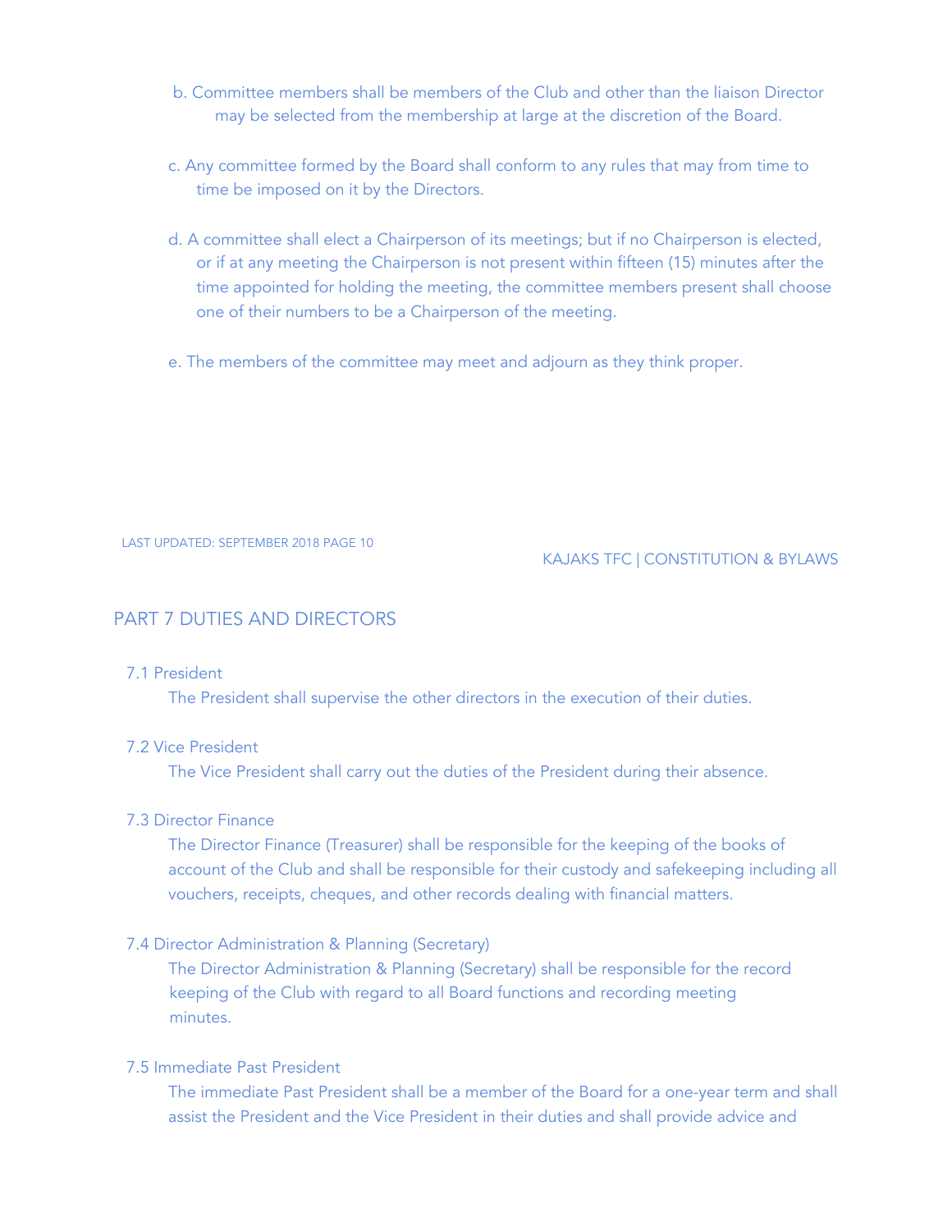b. Committee members shall be members of the Club and other than the liaison Director may be selected from the membership at large at the discretion of the Board.

c. Any committee formed by the Board shall conform to any rules that may from time to time be imposed on it by the Directors.

d. A committee shall elect a Chairperson of its meetings; but if no Chairperson is elected, or if at any meeting the Chairperson is not present within fifteen (15) minutes after the time appointed for holding the meeting, the committee members present shall choose one of their numbers to be a Chairperson of the meeting.

e. The members of the committee may meet and adjourn as they think proper.

## PART 7 DUTIES AND DIRECTORS

### 7.1 President

The President shall supervise the other directors in the execution of their duties.

### 7.2 Vice President

The Vice President shall carry out the duties of the President during their absence.

### 7.3 Director Finance

The Director Finance (Treasurer) shall be responsible for the keeping of the books of account of the Club and shall be responsible for their custody and safekeeping including all vouchers, receipts, cheques, and other records dealing with financial matters.

### 7.4 Director Administration & Planning (Secretary)

The Director Administration & Planning (Secretary) shall be responsible for the record keeping of the Club with regard to all Board functions and recording meeting minutes.

### 7.5 Immediate Past President

The immediate Past President shall be a member of the Board for a one-year term and shall assist the President and the Vice President in their duties and shall provide advice and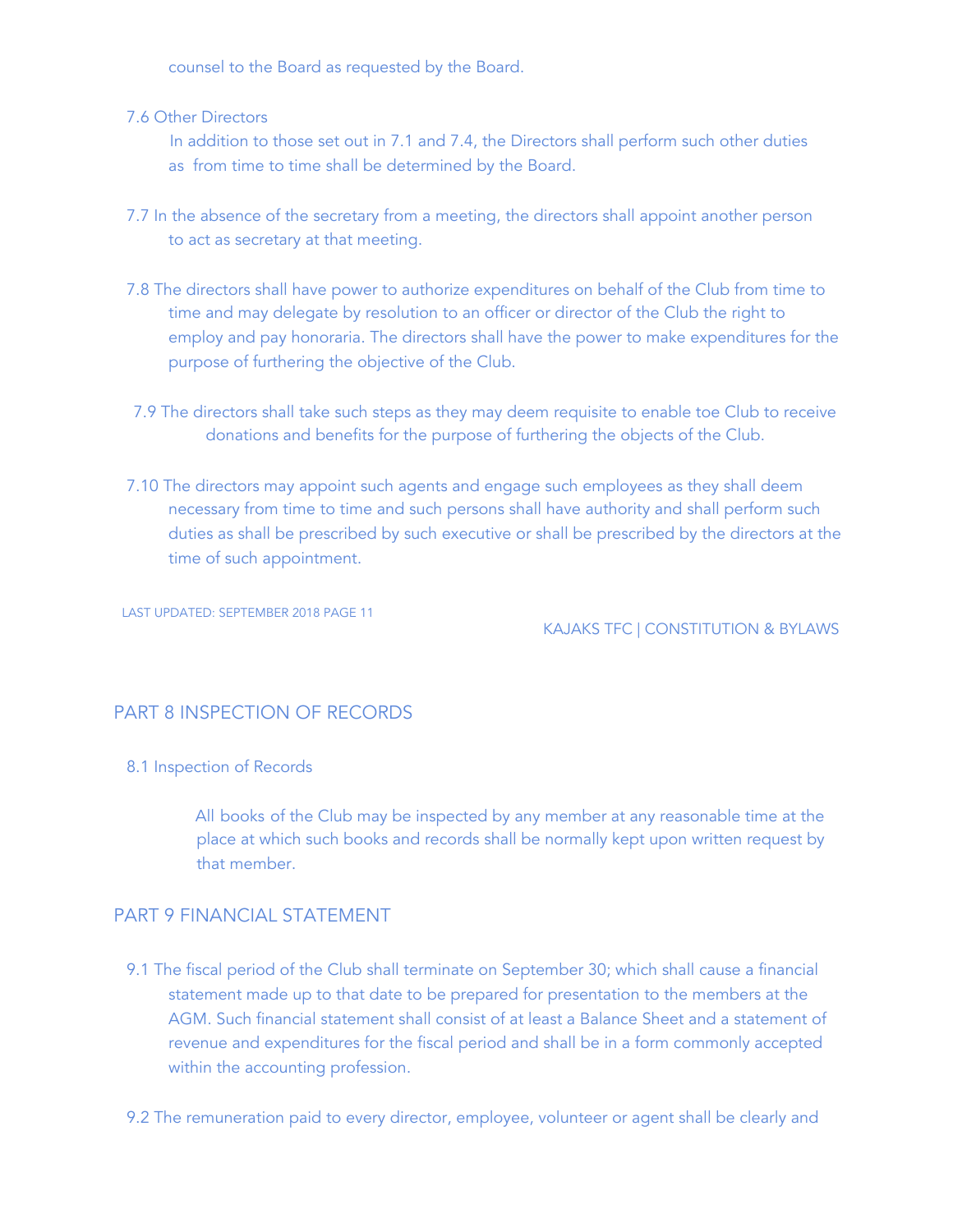counsel to the Board as requested by the Board.

7.6 Other Directors

In addition to those set out in 7.1 and 7.4, the Directors shall perform such other duties as from time to time shall be determined by the Board.

7.7 In the absence of the secretary from a meeting, the directors shall appoint another person to act as secretary at that meeting.

7.8 The directors shall have power to authorize expenditures on behalf of the Club from time to time and may delegate by resolution to an officer or director of the Club the right to employ and pay honoraria. The directors shall have the power to make expenditures for the purpose of furthering the objective of the Club.

7.9 The directors shall take such steps as they may deem requisite to enable toe Club to receive donations and benefits for the purpose of furthering the objects of the Club.

7.10 The directors may appoint such agents and engage such employees as they shall deem necessary from time to time and such persons shall have authority and shall perform such duties as shall be prescribed by such executive or shall be prescribed by the directors at the time of such appointment.

## PART 8 INSPECTION OF RECORDS

8.1 Inspection of Records

All books of the Club may be inspected by any member at any reasonable time at the place at which such books and records shall be normally kept upon written request by that member.

## PART 9 FINANCIAL STATEMENT

9.1 The fiscal period of the Club shall terminate on September 30; which shall cause a financial statement made up to that date to be prepared for presentation to the members at the AGM. Such financial statement shall consist of at least a Balance Sheet and a statement of revenue and expenditures for the fiscal period and shall be in a form commonly accepted within the accounting profession.

9.2 The remuneration paid to every director, employee, volunteer or agent shall be clearly and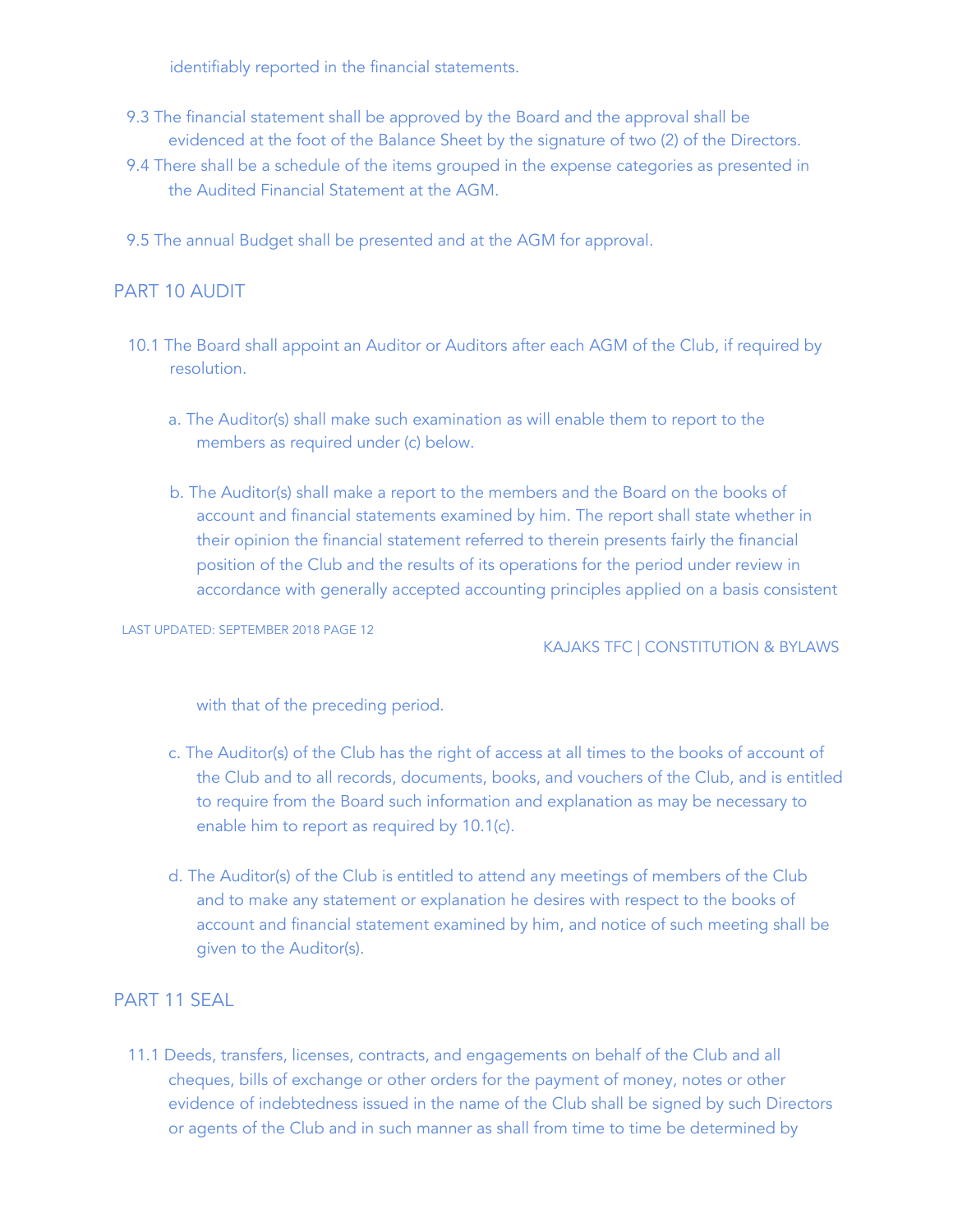identifiably reported in the financial statements.

9.3 The financial statement shall be approved by the Board and the approval shall be evidenced at the foot of the Balance Sheet by the signature of two (2) of the Directors.

9.4 There shall be a schedule of the items grouped in the expense categories as presented in the Audited Financial Statement at the AGM.

9.5 The annual Budget shall be presented and at the AGM for approval.

## PART 10 AUDIT

10.1 The Board shall appoint an Auditor or Auditors after each AGM of the Club, if required by resolution.

a. The Auditor(s) shall make such examination as will enable them to report to the members as required under (c) below.

b. The Auditor(s) shall make a report to the members and the Board on the books of account and financial statements examined by him. The report shall state whether in their opinion the financial statement referred to therein presents fairly the financial position of the Club and the results of its operations for the period under review in accordance with generally accepted accounting principles applied on a basis consistent with that of the preceding period.

c. The Auditor(s) of the Club has the right of access at all times to the books of account of the Club and to all records, documents, books, and vouchers of the Club, and is entitled to require from the Board such information and explanation as may be necessary to enable him to report as required by 10.1(c).

d. The Auditor(s) of the Club is entitled to attend any meetings of members of the Club and to make any statement or explanation he desires with respect to the books of account and financial statement examined by him, and notice of such meeting shall be given to the Auditor(s).

## PART 11 SEAL

11.1 Deeds, transfers, licenses, contracts, and engagements on behalf of the Club and all cheques, bills of exchange or other orders for the payment of money, notes or other evidence of indebtedness issued in the name of the Club shall be signed by such Directors or agents of the Club and in such manner as shall from time to time be determined by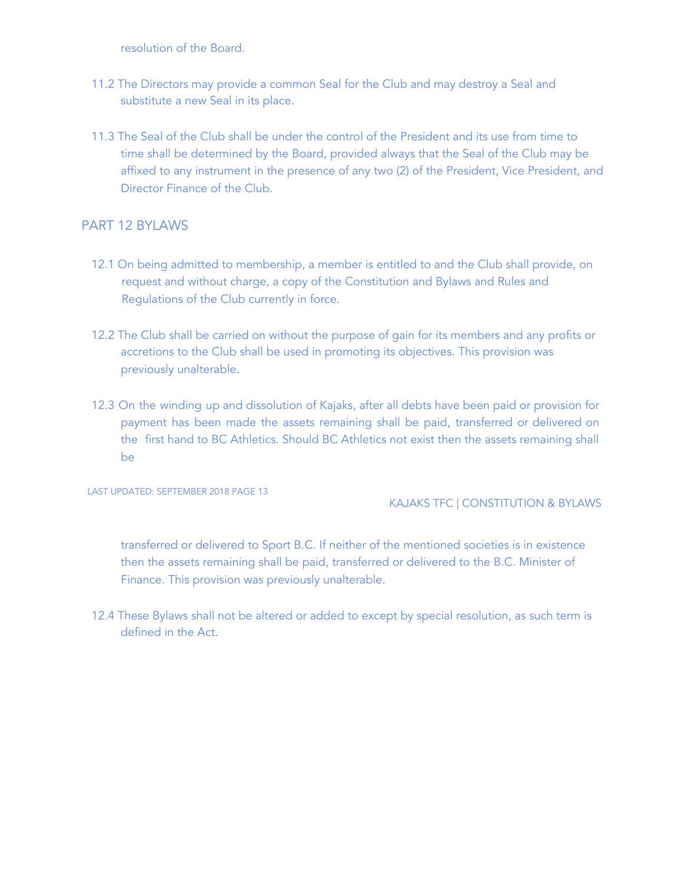resolution of the Board.

11.2 The Directors may provide a common Seal for the Club and may destroy a Seal and substitute a new Seal in its place.

11.3 The Seal of the Club shall be under the control of the President and its use from time to time shall be determined by the Board, provided always that the Seal of the Club may be affixed to any instrument in the presence of any two (2) of the President, Vice President, and Director Finance of the Club.

## PART 12 BYLAWS

12.1 On being admitted to membership, a member is entitled to and the Club shall provide, on request and without charge, a copy of the Constitution and Bylaws and Rules and Regulations of the Club currently in force.

12.2 The Club shall be carried on without the purpose of gain for its members and any profits or accretions to the Club shall be used in promoting its objectives. This provision was previously unalterable.

12.3 On the winding up and dissolution of Kajaks, after all debts have been paid or provision for payment has been made the assets remaining shall be paid, transferred or delivered on the first hand to BC Athletics. Should BC Athletics not exist then the assets remaining shall be transferred or delivered to Sport B.C. If neither of the mentioned societies is in existence then the assets remaining shall be paid, transferred or delivered to the B.C. Minister of Finance. This provision was previously unalterable.

12.4 These Bylaws shall not be altered or added to except by special resolution, as such term is defined in the Act.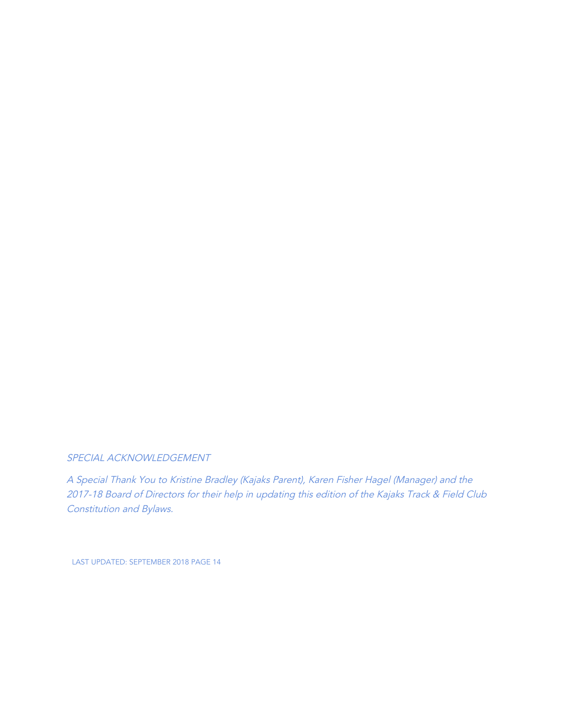*SPECIAL ACKNOWLEDGEMENT*

*A Special Thank You to Kristine Bradley (Kajaks Parent), Karen Fisher Hagel (Manager) and the 2017-18 Board of Directors for their help in updating this edition of the Kajaks Track & Field Club Constitution and Bylaws.*